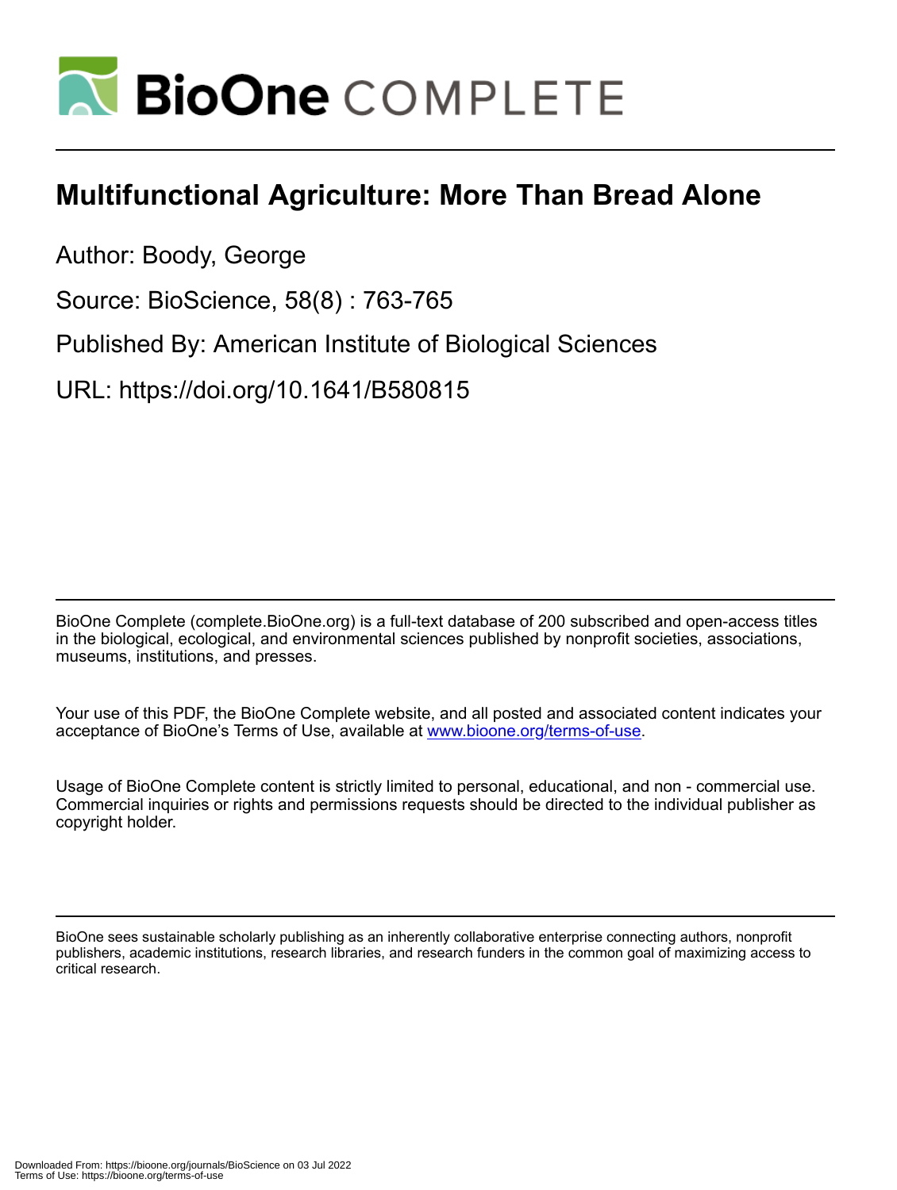# BioOne COMPLETE

## Multifunctional Agriculture: More Than Bread Alone

Author: Boody, George

Source: BioScience, 58(8) : 763-765

Published By: American Institute of Biological Sciences

URL: https://doi.org/10.1641/B580815

BioOne Complete (complete.BioOne.org) is a full-text database of 200 subscribed and open-access titles in the biological, ecological, and environmental sciences published by nonprofit societies, associations, museums, institutions, and presses.

Your use of this PDF, the BioOne Complete website, and all posted and associated content indicates your acceptance of BioOne's Terms of Use, available at www.bioone.org/terms-of-use.

Usage of BioOne Complete content is strictly limited to personal, educational, and non - commercial use. Commercial inquiries or rights and permissions requests should be directed to the individual publisher as copyright holder.

BioOne sees sustainable scholarly publishing as an inherently collaborative enterprise connecting authors, nonprofit publishers, academic institutions, research libraries, and research funders in the common goal of maximizing access to critical research.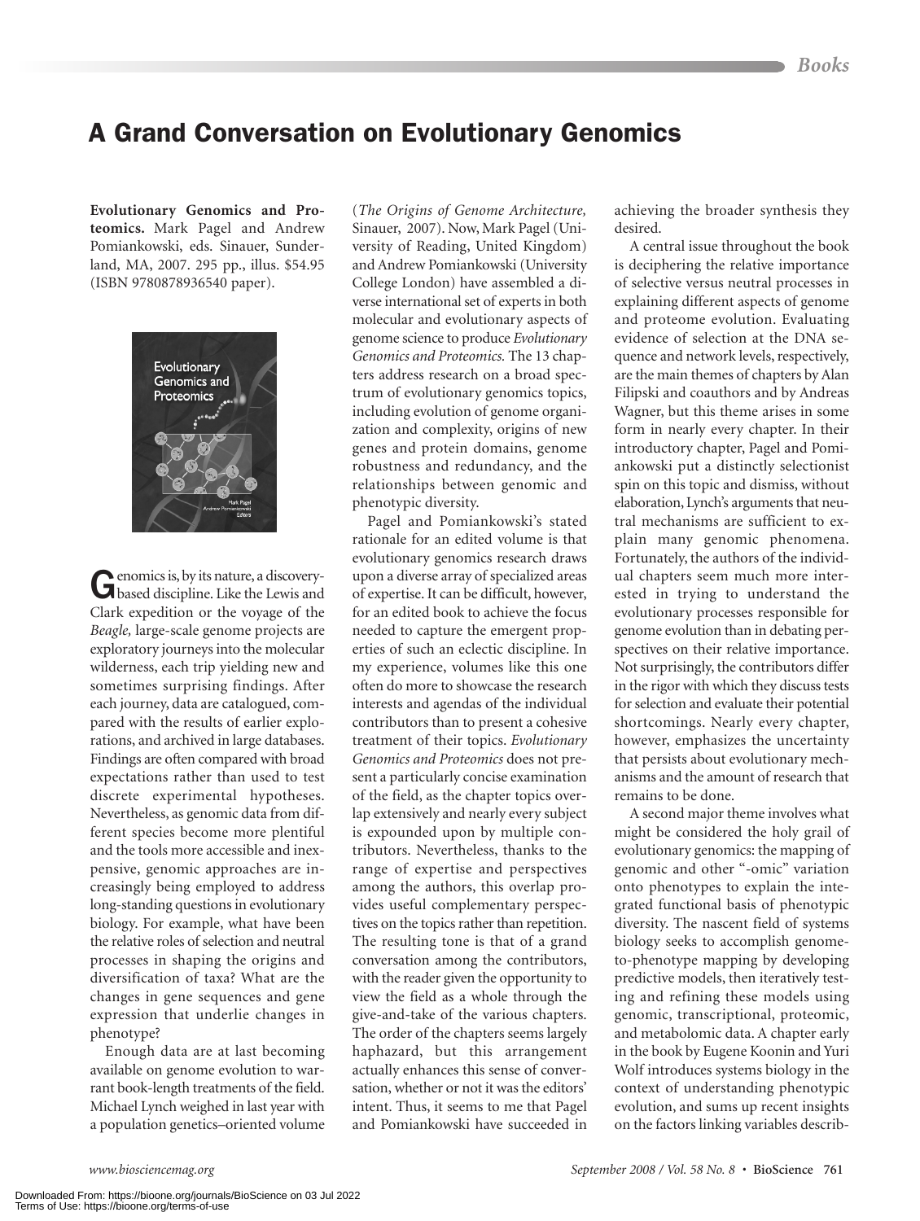# A Grand Conversation on Evolutionary Genomics

**Evolutionary Genomics and Proteomics.** Mark Pagel and Andrew Pomiankowski, eds. Sinauer, Sunderland, MA, 2007. 295 pp., illus. $54.95 (ISBN 9780878936540 paper).

Genomics is, by its nature, a discovery-based discipline. Like the Lewis and Clark expedition or the voyage of the *Beagle,* large-scale genome projects are exploratory journeys into the molecular wilderness, each trip yielding new and sometimes surprising findings. After each journey, data are catalogued, compared with the results of earlier explorations, and archived in large databases. Findings are often compared with broad expectations rather than used to test discrete experimental hypotheses. Nevertheless, as genomic data from different species become more plentiful and the tools more accessible and inexpensive, genomic approaches are increasingly being employed to address long-standing questions in evolutionary biology. For example, what have been the relative roles of selection and neutral processes in shaping the origins and diversification of taxa? What are the changes in gene sequences and gene expression that underlie changes in phenotype?

Enough data are at last becoming available on genome evolution to warrant book-length treatments of the field. Michael Lynch weighed in last year with a population genetics–oriented volume (*The Origins of Genome Architecture,* Sinauer, 2007). Now, Mark Pagel (University of Reading, United Kingdom) and Andrew Pomiankowski (University College London) have assembled a diverse international set of experts in both molecular and evolutionary aspects of genome science to produce *Evolutionary Genomics and Proteomics.* The 13 chapters address research on a broad spectrum of evolutionary genomics topics, including evolution of genome organization and complexity, origins of new genes and protein domains, genome robustness and redundancy, and the relationships between genomic and phenotypic diversity.

Pagel and Pomiankowski's stated rationale for an edited volume is that evolutionary genomics research draws upon a diverse array of specialized areas of expertise. It can be difficult, however, for an edited book to achieve the focus needed to capture the emergent properties of such an eclectic discipline. In my experience, volumes like this one often do more to showcase the research interests and agendas of the individual contributors than to present a cohesive treatment of their topics. *Evolutionary Genomics and Proteomics* does not present a particularly concise examination of the field, as the chapter topics overlap extensively and nearly every subject is expounded upon by multiple contributors. Nevertheless, thanks to the range of expertise and perspectives among the authors, this overlap provides useful complementary perspectives on the topics rather than repetition. The resulting tone is that of a grand conversation among the contributors, with the reader given the opportunity to view the field as a whole through the give-and-take of the various chapters. The order of the chapters seems largely haphazard, but this arrangement actually enhances this sense of conversation, whether or not it was the editors' intent. Thus, it seems to me that Pagel and Pomiankowski have succeeded in achieving the broader synthesis they desired.

A central issue throughout the book is deciphering the relative importance of selective versus neutral processes in explaining different aspects of genome and proteome evolution. Evaluating evidence of selection at the DNA sequence and network levels, respectively, are the main themes of chapters by Alan Filipski and coauthors and by Andreas Wagner, but this theme arises in some form in nearly every chapter. In their introductory chapter, Pagel and Pomiankowski put a distinctly selectionist spin on this topic and dismiss, without elaboration, Lynch's arguments that neutral mechanisms are sufficient to explain many genomic phenomena. Fortunately, the authors of the individual chapters seem much more interested in trying to understand the evolutionary processes responsible for genome evolution than in debating perspectives on their relative importance. Not surprisingly, the contributors differ in the rigor with which they discuss tests for selection and evaluate their potential shortcomings. Nearly every chapter, however, emphasizes the uncertainty that persists about evolutionary mechanisms and the amount of research that remains to be done.

A second major theme involves what might be considered the holy grail of evolutionary genomics: the mapping of genomic and other "-omic" variation onto phenotypes to explain the integrated functional basis of phenotypic diversity. The nascent field of systems biology seeks to accomplish genome-to-phenotype mapping by developing predictive models, then iteratively testing and refining these models using genomic, transcriptional, proteomic, and metabolomic data. A chapter early in the book by Eugene Koonin and Yuri Wolf introduces systems biology in the context of understanding phenotypic evolution, and sums up recent insights on the factors linking variables describ-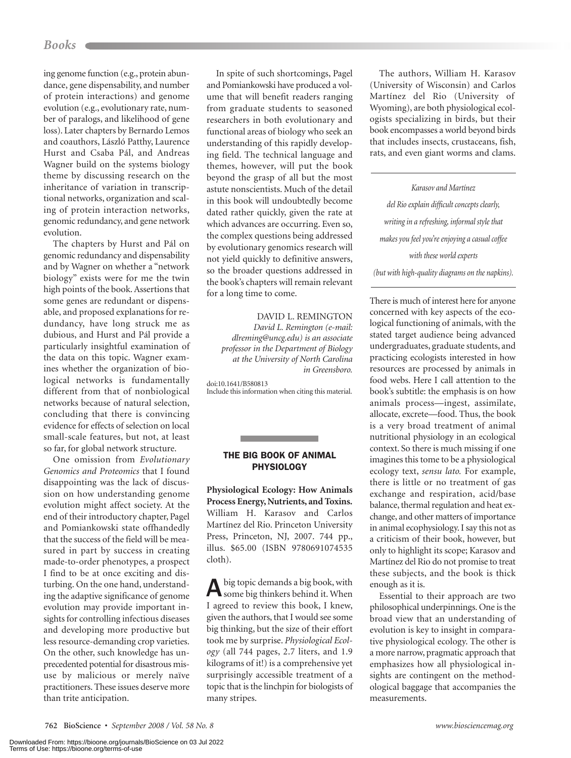ing genome function (e.g., protein abundance, gene dispensability, and number of protein interactions) and genome evolution (e.g., evolutionary rate, number of paralogs, and likelihood of gene loss). Later chapters by Bernardo Lemos and coauthors, László Patthy, Laurence Hurst and Csaba Pál, and Andreas Wagner build on the systems biology theme by discussing research on the inheritance of variation in transcriptional networks, organization and scaling of protein interaction networks, genomic redundancy, and gene network evolution.

The chapters by Hurst and Pál on genomic redundancy and dispensability and by Wagner on whether a "network biology" exists were for me the twin high points of the book. Assertions that some genes are redundant or dispensable, and proposed explanations for redundancy, have long struck me as dubious, and Hurst and Pál provide a particularly insightful examination of the data on this topic. Wagner examines whether the organization of biological networks is fundamentally different from that of nonbiological networks because of natural selection, concluding that there is convincing evidence for effects of selection on local small-scale features, but not, at least so far, for global network structure.

One omission from *Evolutionary Genomics and Proteomics* that I found disappointing was the lack of discussion on how understanding genome evolution might affect society. At the end of their introductory chapter, Pagel and Pomiankowski state offhandedly that the success of the field will be measured in part by success in creating made-to-order phenotypes, a prospect I find to be at once exciting and disturbing. On the one hand, understanding the adaptive significance of genome evolution may provide important insights for controlling infectious diseases and developing more productive but less resource-demanding crop varieties. On the other, such knowledge has unprecedented potential for disastrous misuse by malicious or merely naïve practitioners. These issues deserve more than trite anticipation.

In spite of such shortcomings, Pagel and Pomiankowski have produced a volume that will benefit readers ranging from graduate students to seasoned researchers in both evolutionary and functional areas of biology who seek an understanding of this rapidly developing field. The technical language and themes, however, will put the book beyond the grasp of all but the most astute nonscientists. Much of the detail in this book will undoubtedly become dated rather quickly, given the rate at which advances are occurring. Even so, the complex questions being addressed by evolutionary genomics research will not yield quickly to definitive answers, so the broader questions addressed in the book's chapters will remain relevant for a long time to come.

DAVID L. REMINGTON
*David L. Remington (e-mail: dlreming@uncg.edu) is an associate professor in the Department of Biology at the University of North Carolina in Greensboro.*

doi:10.1641/B580813
Include this information when citing this material.

## THE BIG BOOK OF ANIMAL PHYSIOLOGY

**Physiological Ecology: How Animals Process Energy, Nutrients, and Toxins.** William H. Karasov and Carlos Martínez del Rio. Princeton University Press, Princeton, NJ, 2007. 744 pp., illus. $65.00 (ISBN 9780691074535 cloth).

A big topic demands a big book, with some big thinkers behind it. When I agreed to review this book, I knew, given the authors, that I would see some big thinking, but the size of their effort took me by surprise. *Physiological Ecology* (all 744 pages, 2.7 liters, and 1.9 kilograms of it!) is a comprehensive yet surprisingly accessible treatment of a topic that is the linchpin for biologists of many stripes.

The authors, William H. Karasov (University of Wisconsin) and Carlos Martínez del Rio (University of Wyoming), are both physiological ecologists specializing in birds, but their book encompasses a world beyond birds that includes insects, crustaceans, fish, rats, and even giant worms and clams.

> *Karasov and Martínez del Rio explain difficult concepts clearly, writing in a refreshing, informal style that makes you feel you're enjoying a casual coffee with these world experts (but with high-quality diagrams on the napkins).*

There is much of interest here for anyone concerned with key aspects of the ecological functioning of animals, with the stated target audience being advanced undergraduates, graduate students, and practicing ecologists interested in how resources are processed by animals in food webs. Here I call attention to the book's subtitle: the emphasis is on how animals process—ingest, assimilate, allocate, excrete—food. Thus, the book is a very broad treatment of animal nutritional physiology in an ecological context. So there is much missing if one imagines this tome to be a physiological ecology text, *sensu lato.* For example, there is little or no treatment of gas exchange and respiration, acid/base balance, thermal regulation and heat exchange, and other matters of importance in animal ecophysiology. I say this not as a criticism of their book, however, but only to highlight its scope; Karasov and Martínez del Rio do not promise to treat these subjects, and the book is thick enough as it is.

Essential to their approach are two philosophical underpinnings. One is the broad view that an understanding of evolution is key to insight in comparative physiological ecology. The other is a more narrow, pragmatic approach that emphasizes how all physiological insights are contingent on the methodological baggage that accompanies the measurements.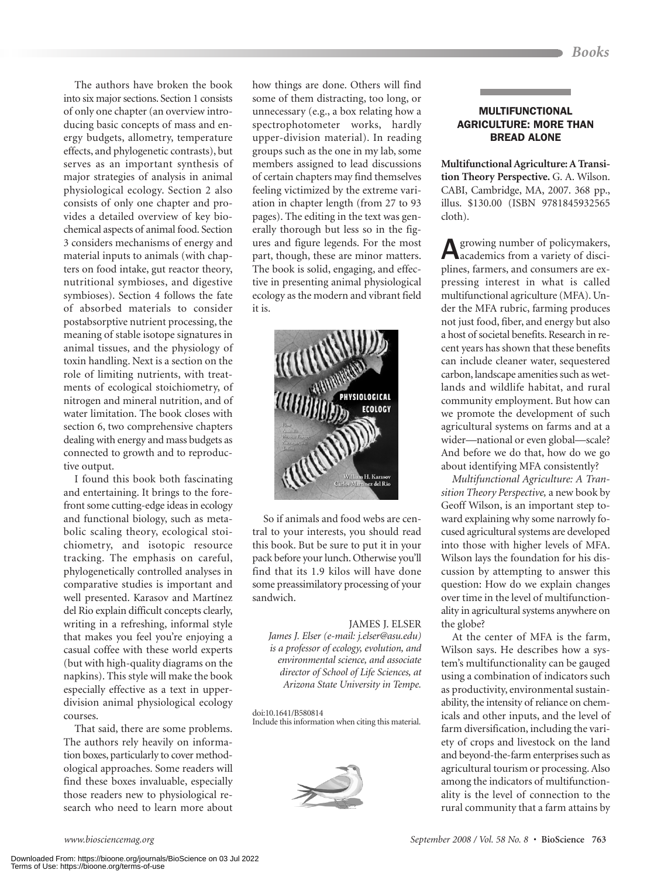The authors have broken the book into six major sections. Section 1 consists of only one chapter (an overview introducing basic concepts of mass and energy budgets, allometry, temperature effects, and phylogenetic contrasts), but serves as an important synthesis of major strategies of analysis in animal physiological ecology. Section 2 also consists of only one chapter and provides a detailed overview of key biochemical aspects of animal food. Section 3 considers mechanisms of energy and material inputs to animals (with chapters on food intake, gut reactor theory, nutritional symbioses, and digestive symbioses). Section 4 follows the fate of absorbed materials to consider postabsorptive nutrient processing, the meaning of stable isotope signatures in animal tissues, and the physiology of toxin handling. Next is a section on the role of limiting nutrients, with treatments of ecological stoichiometry, of nitrogen and mineral nutrition, and of water limitation. The book closes with section 6, two comprehensive chapters dealing with energy and mass budgets as connected to growth and to reproductive output.

I found this book both fascinating and entertaining. It brings to the forefront some cutting-edge ideas in ecology and functional biology, such as metabolic scaling theory, ecological stoichiometry, and isotopic resource tracking. The emphasis on careful, phylogenetically controlled analyses in comparative studies is important and well presented. Karasov and Martínez del Rio explain difficult concepts clearly, writing in a refreshing, informal style that makes you feel you're enjoying a casual coffee with these world experts (but with high-quality diagrams on the napkins). This style will make the book especially effective as a text in upper-division animal physiological ecology courses.

That said, there are some problems. The authors rely heavily on information boxes, particularly to cover methodological approaches. Some readers will find these boxes invaluable, especially those readers new to physiological research who need to learn more about how things are done. Others will find some of them distracting, too long, or unnecessary (e.g., a box relating how a spectrophotometer works, hardly upper-division material). In reading groups such as the one in my lab, some members assigned to lead discussions of certain chapters may find themselves feeling victimized by the extreme variation in chapter length (from 27 to 93 pages). The editing in the text was generally thorough but less so in the figures and figure legends. For the most part, though, these are minor matters. The book is solid, engaging, and effective in presenting animal physiological ecology as the modern and vibrant field it is.

So if animals and food webs are central to your interests, you should read this book. But be sure to put it in your pack before your lunch. Otherwise you'll find that its 1.9 kilos will have done some preassimilatory processing of your sandwich.

JAMES J. ELSER
*James J. Elser (e-mail: j.elser@asu.edu) is a professor of ecology, evolution, and environmental science, and associate director of School of Life Sciences, at Arizona State University in Tempe.*

doi:10.1641/B580814
Include this information when citing this material.

## MULTIFUNCTIONAL AGRICULTURE: MORE THAN BREAD ALONE

**Multifunctional Agriculture: A Transition Theory Perspective.** G. A. Wilson. CABI, Cambridge, MA, 2007. 368 pp., illus. $130.00 (ISBN 9781845932565 cloth).

A growing number of policymakers, academics from a variety of disciplines, farmers, and consumers are expressing interest in what is called multifunctional agriculture (MFA). Under the MFA rubric, farming produces not just food, fiber, and energy but also a host of societal benefits. Research in recent years has shown that these benefits can include cleaner water, sequestered carbon, landscape amenities such as wetlands and wildlife habitat, and rural community employment. But how can we promote the development of such agricultural systems on farms and at a wider—national or even global—scale? And before we do that, how do we go about identifying MFA consistently?

*Multifunctional Agriculture: A Transition Theory Perspective,* a new book by Geoff Wilson, is an important step toward explaining why some narrowly focused agricultural systems are developed into those with higher levels of MFA. Wilson lays the foundation for his discussion by attempting to answer this question: How do we explain changes over time in the level of multifunctionality in agricultural systems anywhere on the globe?

At the center of MFA is the farm, Wilson says. He describes how a system's multifunctionality can be gauged using a combination of indicators such as productivity, environmental sustainability, the intensity of reliance on chemicals and other inputs, and the level of farm diversification, including the variety of crops and livestock on the land and beyond-the-farm enterprises such as agricultural tourism or processing. Also among the indicators of multifunctionality is the level of connection to the rural community that a farm attains by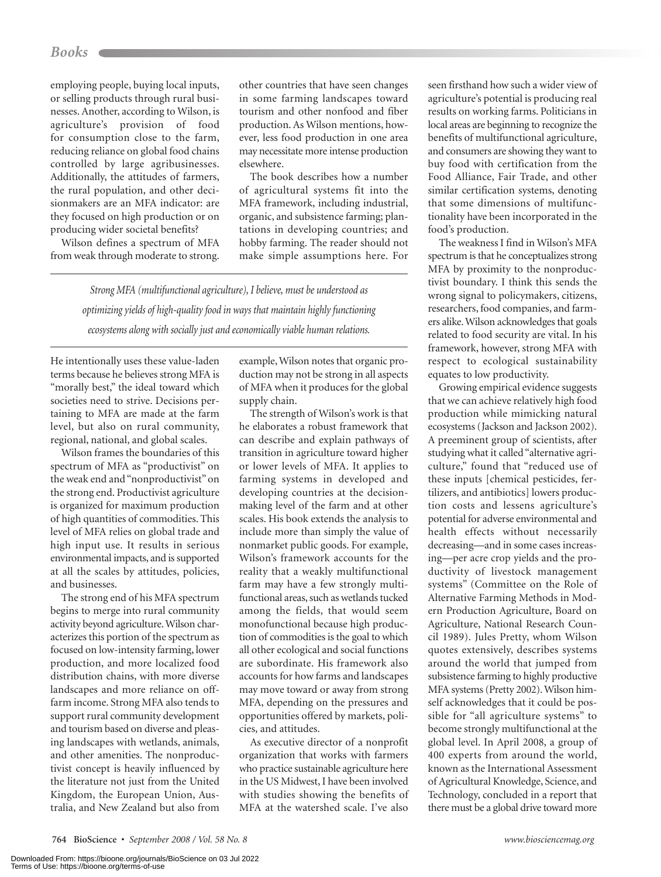employing people, buying local inputs, or selling products through rural businesses. Another, according to Wilson, is agriculture's provision of food for consumption close to the farm, reducing reliance on global food chains controlled by large agribusinesses. Additionally, the attitudes of farmers, the rural population, and other decisionmakers are an MFA indicator: are they focused on high production or on producing wider societal benefits?

Wilson defines a spectrum of MFA from weak through moderate to strong. He intentionally uses these value-laden terms because he believes strong MFA is "morally best," the ideal toward which societies need to strive. Decisions pertaining to MFA are made at the farm level, but also on rural community, regional, national, and global scales.

Wilson frames the boundaries of this spectrum of MFA as "productivist" on the weak end and "nonproductivist" on the strong end. Productivist agriculture is organized for maximum production of high quantities of commodities. This level of MFA relies on global trade and high input use. It results in serious environmental impacts, and is supported at all the scales by attitudes, policies, and businesses.

The strong end of his MFA spectrum begins to merge into rural community activity beyond agriculture. Wilson characterizes this portion of the spectrum as focused on low-intensity farming, lower production, and more localized food distribution chains, with more diverse landscapes and more reliance on off-farm income. Strong MFA also tends to support rural community development and tourism based on diverse and pleasing landscapes with wetlands, animals, and other amenities. The nonproductivist concept is heavily influenced by the literature not just from the United Kingdom, the European Union, Australia, and New Zealand but also from other countries that have seen changes in some farming landscapes toward tourism and other nonfood and fiber production. As Wilson mentions, however, less food production in one area may necessitate more intense production elsewhere.

The book describes how a number of agricultural systems fit into the MFA framework, including industrial, organic, and subsistence farming; plantations in developing countries; and hobby farming. The reader should not make simple assumptions here. For example, Wilson notes that organic production may not be strong in all aspects of MFA when it produces for the global supply chain.

> *Strong MFA (multifunctional agriculture), I believe, must be understood as optimizing yields of high-quality food in ways that maintain highly functioning ecosystems along with socially just and economically viable human relations.*

The strength of Wilson's work is that he elaborates a robust framework that can describe and explain pathways of transition in agriculture toward higher or lower levels of MFA. It applies to farming systems in developed and developing countries at the decision-making level of the farm and at other scales. His book extends the analysis to include more than simply the value of nonmarket public goods. For example, Wilson's framework accounts for the reality that a weakly multifunctional farm may have a few strongly multifunctional areas, such as wetlands tucked among the fields, that would seem monofunctional because high production of commodities is the goal to which all other ecological and social functions are subordinate. His framework also accounts for how farms and landscapes may move toward or away from strong MFA, depending on the pressures and opportunities offered by markets, policies, and attitudes.

As executive director of a nonprofit organization that works with farmers who practice sustainable agriculture here in the US Midwest, I have been involved with studies showing the benefits of MFA at the watershed scale. I've also seen firsthand how such a wider view of agriculture's potential is producing real results on working farms. Politicians in local areas are beginning to recognize the benefits of multifunctional agriculture, and consumers are showing they want to buy food with certification from the Food Alliance, Fair Trade, and other similar certification systems, denoting that some dimensions of multifunctionality have been incorporated in the food's production.

The weakness I find in Wilson's MFA spectrum is that he conceptualizes strong MFA by proximity to the nonproductivist boundary. I think this sends the wrong signal to policymakers, citizens, researchers, food companies, and farmers alike. Wilson acknowledges that goals related to food security are vital. In his framework, however, strong MFA with respect to ecological sustainability equates to low productivity.

Growing empirical evidence suggests that we can achieve relatively high food production while mimicking natural ecosystems (Jackson and Jackson 2002). A preeminent group of scientists, after studying what it called "alternative agriculture," found that "reduced use of these inputs [chemical pesticides, fertilizers, and antibiotics] lowers production costs and lessens agriculture's potential for adverse environmental and health effects without necessarily decreasing—and in some cases increasing—per acre crop yields and the productivity of livestock management systems" (Committee on the Role of Alternative Farming Methods in Modern Production Agriculture, Board on Agriculture, National Research Council 1989). Jules Pretty, whom Wilson quotes extensively, describes systems around the world that jumped from subsistence farming to highly productive MFA systems (Pretty 2002). Wilson himself acknowledges that it could be possible for "all agriculture systems" to become strongly multifunctional at the global level. In April 2008, a group of 400 experts from around the world, known as the International Assessment of Agricultural Knowledge, Science, and Technology, concluded in a report that there must be a global drive toward more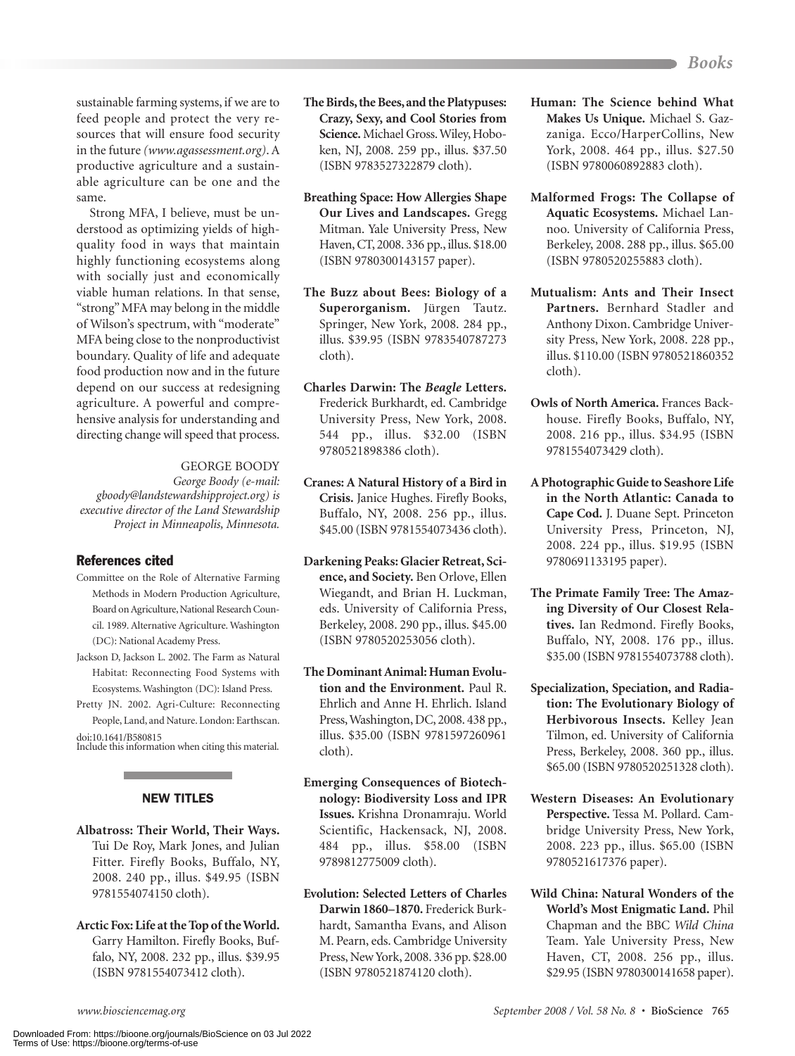sustainable farming systems, if we are to feed people and protect the very resources that will ensure food security in the future *(www.agassessment.org)*. A productive agriculture and a sustainable agriculture can be one and the same.

Strong MFA, I believe, must be understood as optimizing yields of high-quality food in ways that maintain highly functioning ecosystems along with socially just and economically viable human relations. In that sense, "strong" MFA may belong in the middle of Wilson's spectrum, with "moderate" MFA being close to the nonproductivist boundary. Quality of life and adequate food production now and in the future depend on our success at redesigning agriculture. A powerful and comprehensive analysis for understanding and directing change will speed that process.

GEORGE BOODY
*George Boody (e-mail: gboody@landstewardshipproject.org) is executive director of the Land Stewardship Project in Minneapolis, Minnesota.*

## References cited

Committee on the Role of Alternative Farming Methods in Modern Production Agriculture, Board on Agriculture, National Research Council. 1989. Alternative Agriculture. Washington (DC): National Academy Press.

Jackson D, Jackson L. 2002. The Farm as Natural Habitat: Reconnecting Food Systems with Ecosystems. Washington (DC): Island Press.

Pretty JN. 2002. Agri-Culture: Reconnecting People, Land, and Nature. London: Earthscan.

doi:10.1641/B580815
Include this information when citing this material.

## NEW TITLES

**Albatross: Their World, Their Ways.** Tui De Roy, Mark Jones, and Julian Fitter. Firefly Books, Buffalo, NY, 2008. 240 pp., illus. $49.95 (ISBN 9781554074150 cloth).

**Arctic Fox: Life at the Top of the World.** Garry Hamilton. Firefly Books, Buffalo, NY, 2008. 232 pp., illus. $39.95 (ISBN 9781554073412 cloth).

**The Birds, the Bees, and the Platypuses: Crazy, Sexy, and Cool Stories from Science.** Michael Gross. Wiley, Hoboken, NJ, 2008. 259 pp., illus. $37.50 (ISBN 9783527322879 cloth).

**Breathing Space: How Allergies Shape Our Lives and Landscapes.** Gregg Mitman. Yale University Press, New Haven, CT, 2008. 336 pp., illus. $18.00 (ISBN 9780300143157 paper).

**The Buzz about Bees: Biology of a Superorganism.** Jürgen Tautz. Springer, New York, 2008. 284 pp., illus. $39.95 (ISBN 9783540787273 cloth).

**Charles Darwin: The *Beagle* Letters.** Frederick Burkhardt, ed. Cambridge University Press, New York, 2008. 544 pp., illus. $32.00 (ISBN 9780521898386 cloth).

**Cranes: A Natural History of a Bird in Crisis.** Janice Hughes. Firefly Books, Buffalo, NY, 2008. 256 pp., illus. $45.00 (ISBN 9781554073436 cloth).

**Darkening Peaks: Glacier Retreat, Science, and Society.** Ben Orlove, Ellen Wiegandt, and Brian H. Luckman, eds. University of California Press, Berkeley, 2008. 290 pp., illus. $45.00 (ISBN 9780520253056 cloth).

**The Dominant Animal: Human Evolution and the Environment.** Paul R. Ehrlich and Anne H. Ehrlich. Island Press, Washington, DC, 2008. 438 pp., illus. $35.00 (ISBN 9781597260961 cloth).

**Emerging Consequences of Biotechnology: Biodiversity Loss and IPR Issues.** Krishna Dronamraju. World Scientific, Hackensack, NJ, 2008. 484 pp., illus. $58.00 (ISBN 9789812775009 cloth).

**Evolution: Selected Letters of Charles Darwin 1860–1870.** Frederick Burkhardt, Samantha Evans, and Alison M. Pearn, eds. Cambridge University Press, New York, 2008. 336 pp. $28.00 (ISBN 9780521874120 cloth).

**Human: The Science behind What Makes Us Unique.** Michael S. Gazzaniga. Ecco/HarperCollins, New York, 2008. 464 pp., illus. $27.50 (ISBN 9780060892883 cloth).

**Malformed Frogs: The Collapse of Aquatic Ecosystems.** Michael Lannoo. University of California Press, Berkeley, 2008. 288 pp., illus. $65.00 (ISBN 9780520255883 cloth).

**Mutualism: Ants and Their Insect Partners.** Bernhard Stadler and Anthony Dixon. Cambridge University Press, New York, 2008. 228 pp., illus. $110.00 (ISBN 9780521860352 cloth).

**Owls of North America.** Frances Backhouse. Firefly Books, Buffalo, NY, 2008. 216 pp., illus. $34.95 (ISBN 9781554073429 cloth).

**A Photographic Guide to Seashore Life in the North Atlantic: Canada to Cape Cod.** J. Duane Sept. Princeton University Press, Princeton, NJ, 2008. 224 pp., illus. $19.95 (ISBN 9780691133195 paper).

**The Primate Family Tree: The Amazing Diversity of Our Closest Relatives.** Ian Redmond. Firefly Books, Buffalo, NY, 2008. 176 pp., illus. $35.00 (ISBN 9781554073788 cloth).

**Specialization, Speciation, and Radiation: The Evolutionary Biology of Herbivorous Insects.** Kelley Jean Tilmon, ed. University of California Press, Berkeley, 2008. 360 pp., illus. $65.00 (ISBN 9780520251328 cloth).

**Western Diseases: An Evolutionary Perspective.** Tessa M. Pollard. Cambridge University Press, New York, 2008. 223 pp., illus. $65.00 (ISBN 9780521617376 paper).

**Wild China: Natural Wonders of the World's Most Enigmatic Land.** Phil Chapman and the BBC *Wild China* Team. Yale University Press, New Haven, CT, 2008. 256 pp., illus. $29.95 (ISBN 9780300141658 paper).